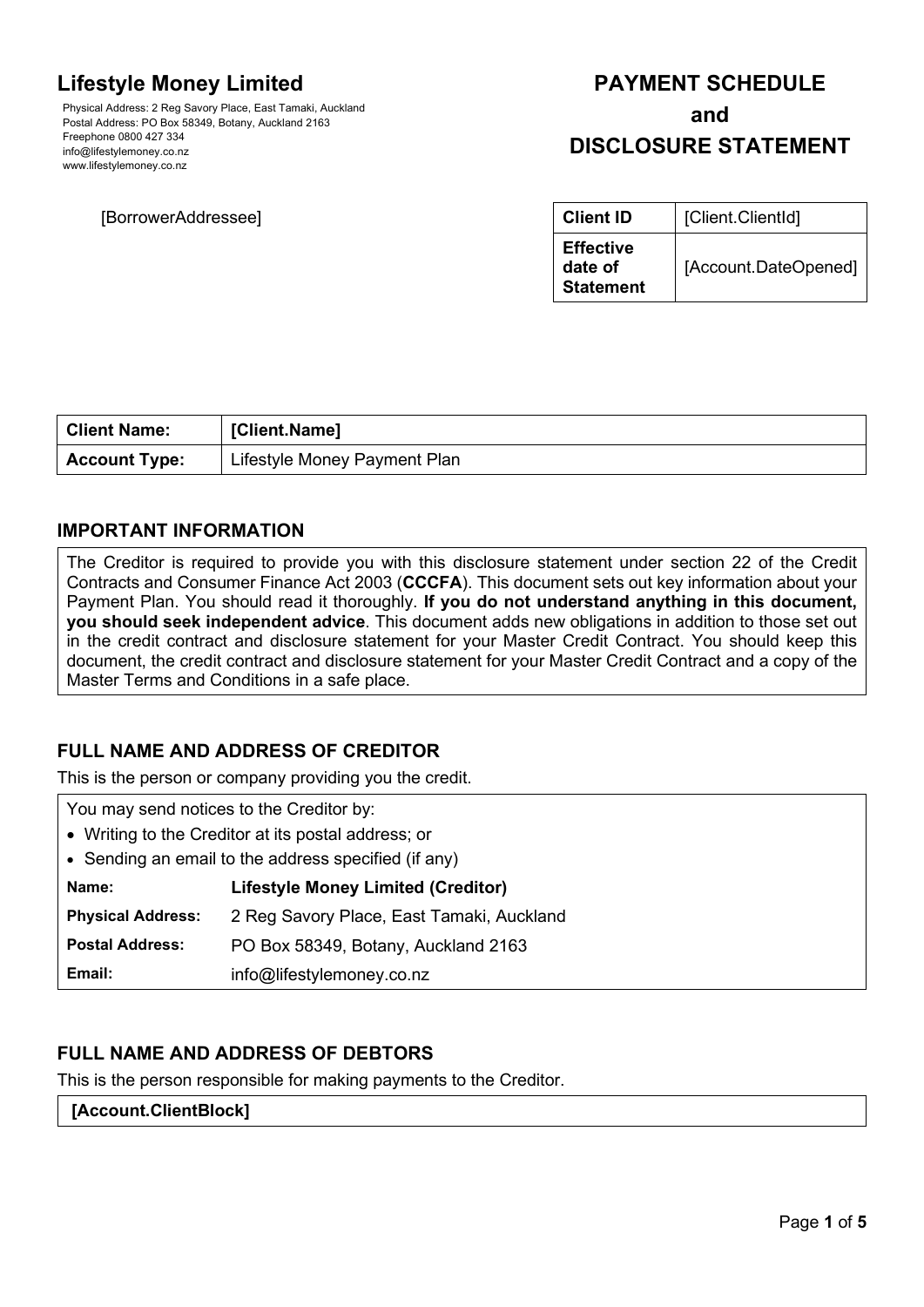# Lifestyle Money Limited

Physical Address: 2 Reg Savory Place, East Tamaki, Auckland
Postal Address: PO Box 58349, Botany, Auckland 2163
Freephone 0800 427 334
info@lifestylemoney.co.nz
www.lifestylemoney.co.nz

# PAYMENT SCHEDULE and DISCLOSURE STATEMENT

[BorrowerAddressee]

| Client ID | [Client.ClientId] |
|---|---|
| Effective date of Statement | [Account.DateOpened] |

| Client Name: | [Client.Name] |
|---|---|
| Account Type: | Lifestyle Money Payment Plan |

## IMPORTANT INFORMATION

The Creditor is required to provide you with this disclosure statement under section 22 of the Credit Contracts and Consumer Finance Act 2003 (**CCCFA**). This document sets out key information about your Payment Plan. You should read it thoroughly. **If you do not understand anything in this document, you should seek independent advice**. This document adds new obligations in addition to those set out in the credit contract and disclosure statement for your Master Credit Contract. You should keep this document, the credit contract and disclosure statement for your Master Credit Contract and a copy of the Master Terms and Conditions in a safe place.

## FULL NAME AND ADDRESS OF CREDITOR

This is the person or company providing you the credit.

You may send notices to the Creditor by:

- Writing to the Creditor at its postal address; or
- Sending an email to the address specified (if any)

| Name: | Lifestyle Money Limited (Creditor) |
|---|---|
| Physical Address: | 2 Reg Savory Place, East Tamaki, Auckland |
| Postal Address: | PO Box 58349, Botany, Auckland 2163 |
| Email: | info@lifestylemoney.co.nz |

## FULL NAME AND ADDRESS OF DEBTORS

This is the person responsible for making payments to the Creditor.

**[Account.ClientBlock]**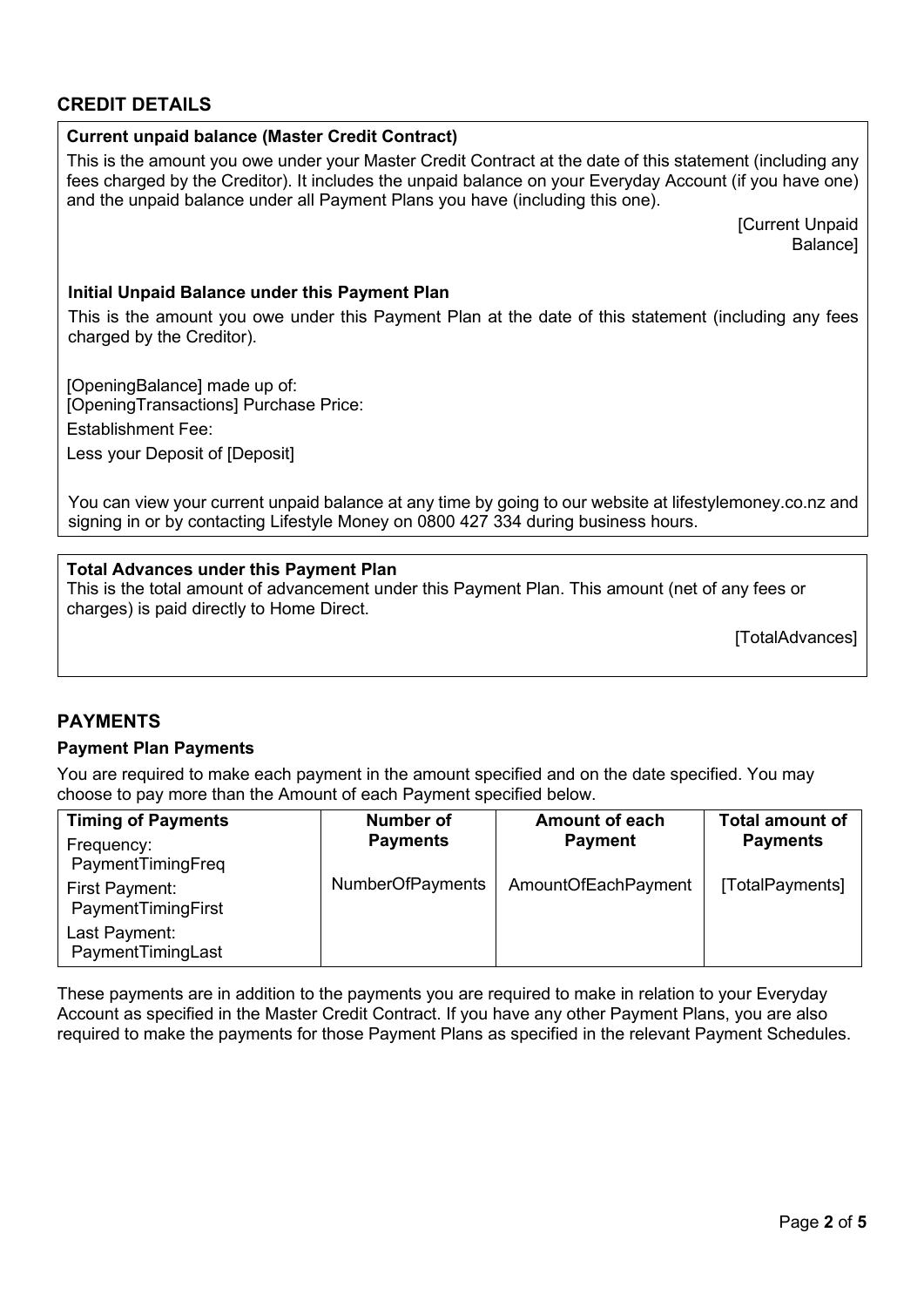## CREDIT DETAILS

**Current unpaid balance (Master Credit Contract)**

This is the amount you owe under your Master Credit Contract at the date of this statement (including any fees charged by the Creditor). It includes the unpaid balance on your Everyday Account (if you have one) and the unpaid balance under all Payment Plans you have (including this one).

[Current Unpaid Balance]

**Initial Unpaid Balance under this Payment Plan**

This is the amount you owe under this Payment Plan at the date of this statement (including any fees charged by the Creditor).

[OpeningBalance] made up of:
[OpeningTransactions] Purchase Price:

Establishment Fee:

Less your Deposit of [Deposit]

You can view your current unpaid balance at any time by going to our website at lifestylemoney.co.nz and signing in or by contacting Lifestyle Money on 0800 427 334 during business hours.

**Total Advances under this Payment Plan**

This is the total amount of advancement under this Payment Plan. This amount (net of any fees or charges) is paid directly to Home Direct.

[TotalAdvances]

## PAYMENTS

**Payment Plan Payments**

You are required to make each payment in the amount specified and on the date specified. You may choose to pay more than the Amount of each Payment specified below.

| Timing of Payments | Number of Payments | Amount of each Payment | Total amount of Payments |
|---|---|---|---|
| Frequency: PaymentTimingFreq<br>First Payment: PaymentTimingFirst<br>Last Payment: PaymentTimingLast | NumberOfPayments | AmountOfEachPayment | [TotalPayments] |

These payments are in addition to the payments you are required to make in relation to your Everyday Account as specified in the Master Credit Contract. If you have any other Payment Plans, you are also required to make the payments for those Payment Plans as specified in the relevant Payment Schedules.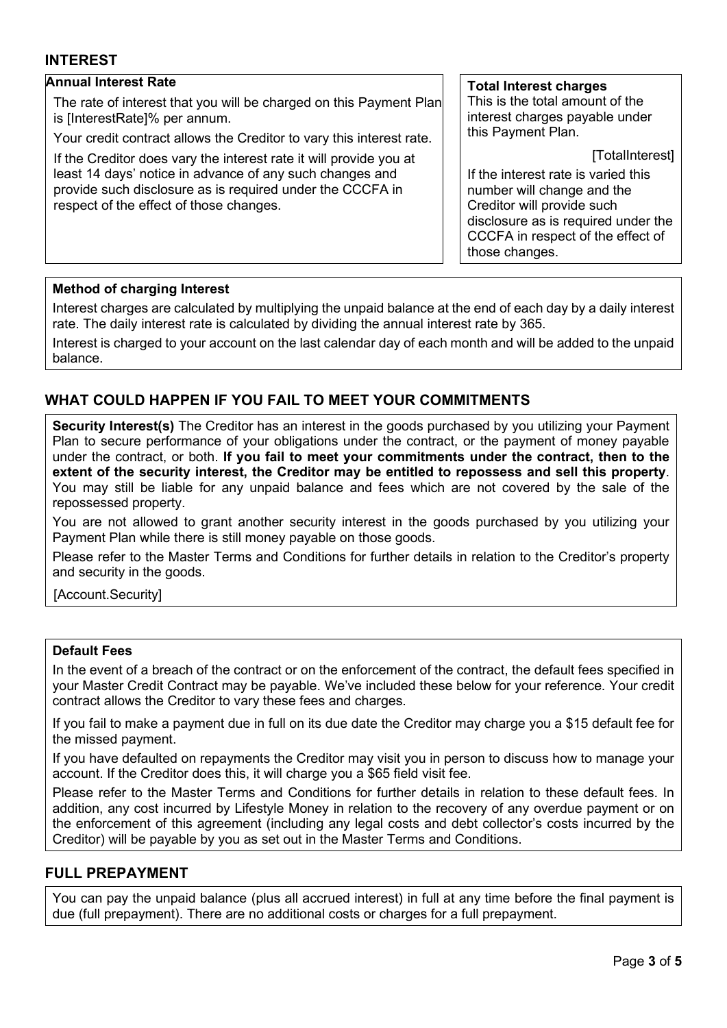## INTEREST

**Annual Interest Rate**

The rate of interest that you will be charged on this Payment Plan is [InterestRate]% per annum.

Your credit contract allows the Creditor to vary this interest rate.

If the Creditor does vary the interest rate it will provide you at least 14 days' notice in advance of any such changes and provide such disclosure as is required under the CCCFA in respect of the effect of those changes.

**Total Interest charges**

This is the total amount of the interest charges payable under this Payment Plan.

[TotalInterest]

If the interest rate is varied this number will change and the Creditor will provide such disclosure as is required under the CCCFA in respect of the effect of those changes.

**Method of charging Interest**

Interest charges are calculated by multiplying the unpaid balance at the end of each day by a daily interest rate. The daily interest rate is calculated by dividing the annual interest rate by 365.

Interest is charged to your account on the last calendar day of each month and will be added to the unpaid balance.

## WHAT COULD HAPPEN IF YOU FAIL TO MEET YOUR COMMITMENTS

**Security Interest(s)** The Creditor has an interest in the goods purchased by you utilizing your Payment Plan to secure performance of your obligations under the contract, or the payment of money payable under the contract, or both. **If you fail to meet your commitments under the contract, then to the extent of the security interest, the Creditor may be entitled to repossess and sell this property**. You may still be liable for any unpaid balance and fees which are not covered by the sale of the repossessed property.

You are not allowed to grant another security interest in the goods purchased by you utilizing your Payment Plan while there is still money payable on those goods.

Please refer to the Master Terms and Conditions for further details in relation to the Creditor's property and security in the goods.

[Account.Security]

**Default Fees**

In the event of a breach of the contract or on the enforcement of the contract, the default fees specified in your Master Credit Contract may be payable. We've included these below for your reference. Your credit contract allows the Creditor to vary these fees and charges.

If you fail to make a payment due in full on its due date the Creditor may charge you a $15 default fee for the missed payment.

If you have defaulted on repayments the Creditor may visit you in person to discuss how to manage your account. If the Creditor does this, it will charge you a $65 field visit fee.

Please refer to the Master Terms and Conditions for further details in relation to these default fees. In addition, any cost incurred by Lifestyle Money in relation to the recovery of any overdue payment or on the enforcement of this agreement (including any legal costs and debt collector's costs incurred by the Creditor) will be payable by you as set out in the Master Terms and Conditions.

## FULL PREPAYMENT

You can pay the unpaid balance (plus all accrued interest) in full at any time before the final payment is due (full prepayment). There are no additional costs or charges for a full prepayment.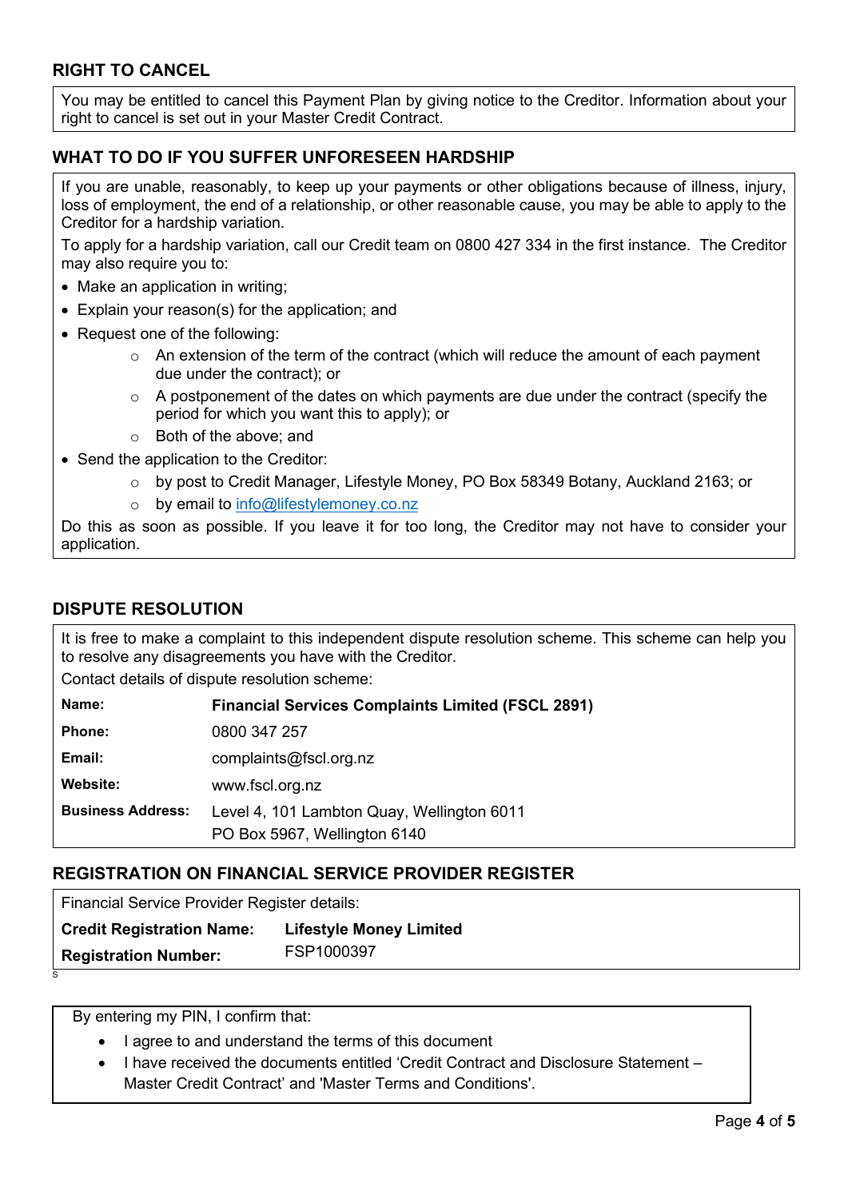## RIGHT TO CANCEL

You may be entitled to cancel this Payment Plan by giving notice to the Creditor. Information about your right to cancel is set out in your Master Credit Contract.

## WHAT TO DO IF YOU SUFFER UNFORESEEN HARDSHIP

If you are unable, reasonably, to keep up your payments or other obligations because of illness, injury, loss of employment, the end of a relationship, or other reasonable cause, you may be able to apply to the Creditor for a hardship variation.

To apply for a hardship variation, call our Credit team on 0800 427 334 in the first instance. The Creditor may also require you to:

- Make an application in writing;
- Explain your reason(s) for the application; and
- Request one of the following:
  - An extension of the term of the contract (which will reduce the amount of each payment due under the contract); or
  - A postponement of the dates on which payments are due under the contract (specify the period for which you want this to apply); or
  - Both of the above; and
- Send the application to the Creditor:
  - by post to Credit Manager, Lifestyle Money, PO Box 58349 Botany, Auckland 2163; or
  - by email to info@lifestylemoney.co.nz

Do this as soon as possible. If you leave it for too long, the Creditor may not have to consider your application.

## DISPUTE RESOLUTION

It is free to make a complaint to this independent dispute resolution scheme. This scheme can help you to resolve any disagreements you have with the Creditor.

Contact details of dispute resolution scheme:

| | |
|---|---|
| **Name:** | **Financial Services Complaints Limited (FSCL 2891)** |
| **Phone:** | 0800 347 257 |
| **Email:** | complaints@fscl.org.nz |
| **Website:** | www.fscl.org.nz |
| **Business Address:** | Level 4, 101 Lambton Quay, Wellington 6011<br>PO Box 5967, Wellington 6140 |

## REGISTRATION ON FINANCIAL SERVICE PROVIDER REGISTER

Financial Service Provider Register details:

| | |
|---|---|
| **Credit Registration Name:** | **Lifestyle Money Limited** |
| **Registration Number:** | FSP1000397 |

By entering my PIN, I confirm that:

- I agree to and understand the terms of this document
- I have received the documents entitled 'Credit Contract and Disclosure Statement – Master Credit Contract' and 'Master Terms and Conditions'.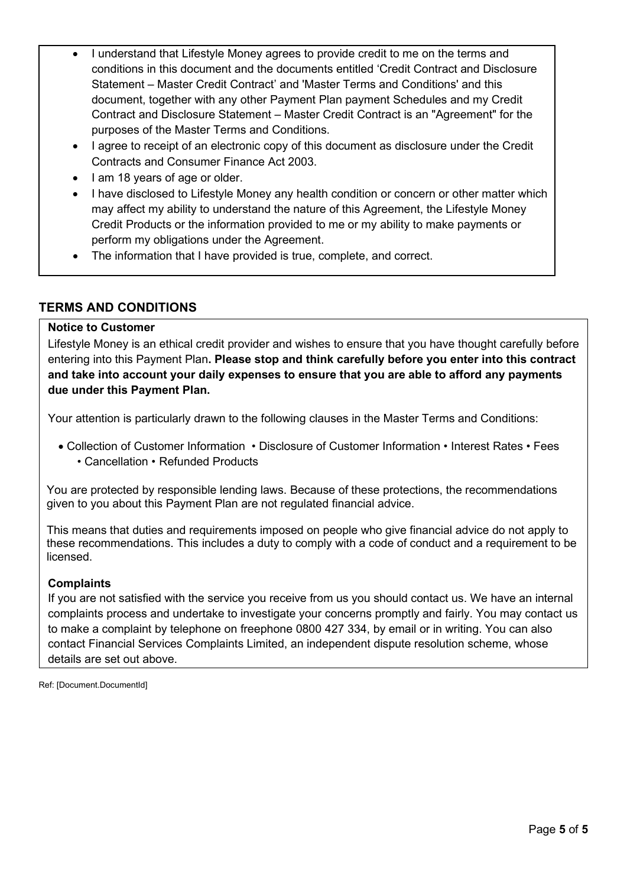- I understand that Lifestyle Money agrees to provide credit to me on the terms and conditions in this document and the documents entitled 'Credit Contract and Disclosure Statement – Master Credit Contract' and 'Master Terms and Conditions' and this document, together with any other Payment Plan payment Schedules and my Credit Contract and Disclosure Statement – Master Credit Contract is an "Agreement" for the purposes of the Master Terms and Conditions.
- I agree to receipt of an electronic copy of this document as disclosure under the Credit Contracts and Consumer Finance Act 2003.
- I am 18 years of age or older.
- I have disclosed to Lifestyle Money any health condition or concern or other matter which may affect my ability to understand the nature of this Agreement, the Lifestyle Money Credit Products or the information provided to me or my ability to make payments or perform my obligations under the Agreement.
- The information that I have provided is true, complete, and correct.

## TERMS AND CONDITIONS

**Notice to Customer**

Lifestyle Money is an ethical credit provider and wishes to ensure that you have thought carefully before entering into this Payment Plan**. Please stop and think carefully before you enter into this contract and take into account your daily expenses to ensure that you are able to afford any payments due under this Payment Plan.**

Your attention is particularly drawn to the following clauses in the Master Terms and Conditions:

- Collection of Customer Information • Disclosure of Customer Information • Interest Rates • Fees • Cancellation • Refunded Products

You are protected by responsible lending laws. Because of these protections, the recommendations given to you about this Payment Plan are not regulated financial advice.

This means that duties and requirements imposed on people who give financial advice do not apply to these recommendations. This includes a duty to comply with a code of conduct and a requirement to be licensed.

**Complaints**

If you are not satisfied with the service you receive from us you should contact us. We have an internal complaints process and undertake to investigate your concerns promptly and fairly. You may contact us to make a complaint by telephone on freephone 0800 427 334, by email or in writing. You can also contact Financial Services Complaints Limited, an independent dispute resolution scheme, whose details are set out above.

Ref: [Document.DocumentId]